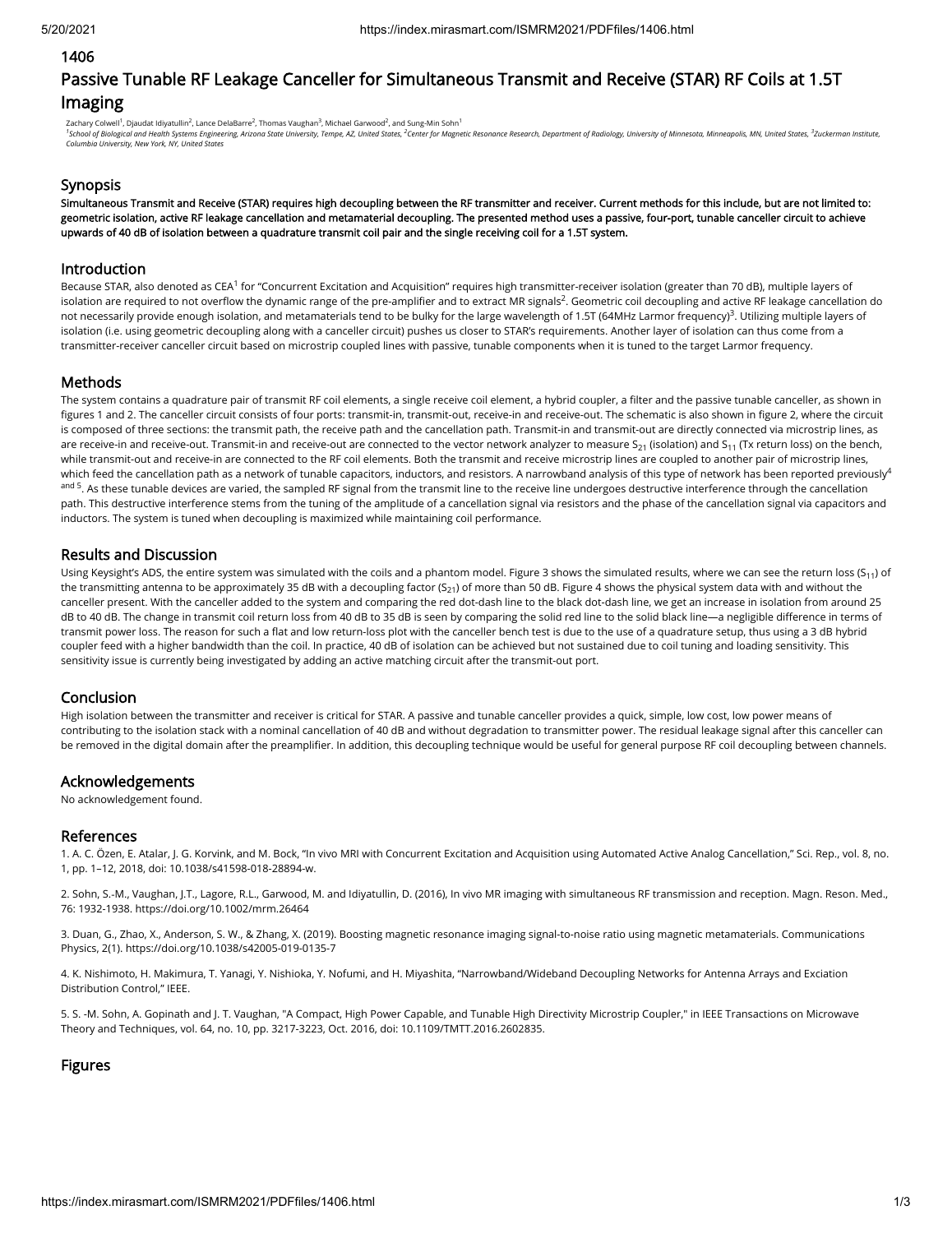1406

# Passive Tunable RF Leakage Canceller for Simultaneous Transmit and Receive (STAR) RF Coils at 1.5T Imaging

Zachary Colwell[1], Djaudat Idiyatullin[2], Lance DelaBarre[2], Thomas Vaughan[3], Michael Garwood[2], and Sung-Min Sohn[1]

*[1]School of Biological and Health Systems Engineering, Arizona State University, Tempe, AZ, United States, [2]Center for Magnetic Resonance Research, Department of Radiology, University of Minnesota, Minneapolis, MN, United States, [3]Zuckerman Institute, Columbia University, New York, NY, United States*

## Synopsis

**Simultaneous Transmit and Receive (STAR) requires high decoupling between the RF transmitter and receiver. Current methods for this include, but are not limited to: geometric isolation, active RF leakage cancellation and metamaterial decoupling. The presented method uses a passive, four-port, tunable canceller circuit to achieve upwards of 40 dB of isolation between a quadrature transmit coil pair and the single receiving coil for a 1.5T system.**

## Introduction

Because STAR, also denoted as CEA[1] for "Concurrent Excitation and Acquisition" requires high transmitter-receiver isolation (greater than 70 dB), multiple layers of isolation are required to not overflow the dynamic range of the pre-amplifier and to extract MR signals[2]. Geometric coil decoupling and active RF leakage cancellation do not necessarily provide enough isolation, and metamaterials tend to be bulky for the large wavelength of 1.5T (64MHz Larmor frequency)[3]. Utilizing multiple layers of isolation (i.e. using geometric decoupling along with a canceller circuit) pushes us closer to STAR's requirements. Another layer of isolation can thus come from a transmitter-receiver canceller circuit based on microstrip coupled lines with passive, tunable components when it is tuned to the target Larmor frequency.

## Methods

The system contains a quadrature pair of transmit RF coil elements, a single receive coil element, a hybrid coupler, a filter and the passive tunable canceller, as shown in figures 1 and 2. The canceller circuit consists of four ports: transmit-in, transmit-out, receive-in and receive-out. The schematic is also shown in figure 2, where the circuit is composed of three sections: the transmit path, the receive path and the cancellation path. Transmit-in and transmit-out are directly connected via microstrip lines, as are receive-in and receive-out. Transmit-in and receive-out are connected to the vector network analyzer to measure $S_{21}$ (isolation) and $S_{11}$ (Tx return loss) on the bench, while transmit-out and receive-in are connected to the RF coil elements. Both the transmit and receive microstrip lines are coupled to another pair of microstrip lines, which feed the cancellation path as a network of tunable capacitors, inductors, and resistors. A narrowband analysis of this type of network has been reported previously[4 and 5]. As these tunable devices are varied, the sampled RF signal from the transmit line to the receive line undergoes destructive interference through the cancellation path. This destructive interference stems from the tuning of the amplitude of a cancellation signal via resistors and the phase of the cancellation signal via capacitors and inductors. The system is tuned when decoupling is maximized while maintaining coil performance.

## Results and Discussion

Using Keysight's ADS, the entire system was simulated with the coils and a phantom model. Figure 3 shows the simulated results, where we can see the return loss ($S_{11}$) of the transmitting antenna to be approximately 35 dB with a decoupling factor ($S_{21}$) of more than 50 dB. Figure 4 shows the physical system data with and without the canceller present. With the canceller added to the system and comparing the red dot-dash line to the black dot-dash line, we get an increase in isolation from around 25 dB to 40 dB. The change in transmit coil return loss from 40 dB to 35 dB is seen by comparing the solid red line to the solid black line—a negligible difference in terms of transmit power loss. The reason for such a flat and low return-loss plot with the canceller bench test is due to the use of a quadrature setup, thus using a 3 dB hybrid coupler feed with a higher bandwidth than the coil. In practice, 40 dB of isolation can be achieved but not sustained due to coil tuning and loading sensitivity. This sensitivity issue is currently being investigated by adding an active matching circuit after the transmit-out port.

## Conclusion

High isolation between the transmitter and receiver is critical for STAR. A passive and tunable canceller provides a quick, simple, low cost, low power means of contributing to the isolation stack with a nominal cancellation of 40 dB and without degradation to transmitter power. The residual leakage signal after this canceller can be removed in the digital domain after the preamplifier. In addition, this decoupling technique would be useful for general purpose RF coil decoupling between channels.

## Acknowledgements

No acknowledgement found.

## References

1. A. C. Özen, E. Atalar, J. G. Korvink, and M. Bock, "In vivo MRI with Concurrent Excitation and Acquisition using Automated Active Analog Cancellation," Sci. Rep., vol. 8, no. 1, pp. 1–12, 2018, doi: 10.1038/s41598-018-28894-w.

2. Sohn, S.-M., Vaughan, J.T., Lagore, R.L., Garwood, M. and Idiyatullin, D. (2016), In vivo MR imaging with simultaneous RF transmission and reception. Magn. Reson. Med., 76: 1932-1938. https://doi.org/10.1002/mrm.26464

3. Duan, G., Zhao, X., Anderson, S. W., & Zhang, X. (2019). Boosting magnetic resonance imaging signal-to-noise ratio using magnetic metamaterials. Communications Physics, 2(1). https://doi.org/10.1038/s42005-019-0135-7

4. K. Nishimoto, H. Makimura, T. Yanagi, Y. Nishioka, Y. Nofumi, and H. Miyashita, "Narrowband/Wideband Decoupling Networks for Antenna Arrays and Exciation Distribution Control," IEEE.

5. S. -M. Sohn, A. Gopinath and J. T. Vaughan, "A Compact, High Power Capable, and Tunable High Directivity Microstrip Coupler," in IEEE Transactions on Microwave Theory and Techniques, vol. 64, no. 10, pp. 3217-3223, Oct. 2016, doi: 10.1109/TMTT.2016.2602835.

## Figures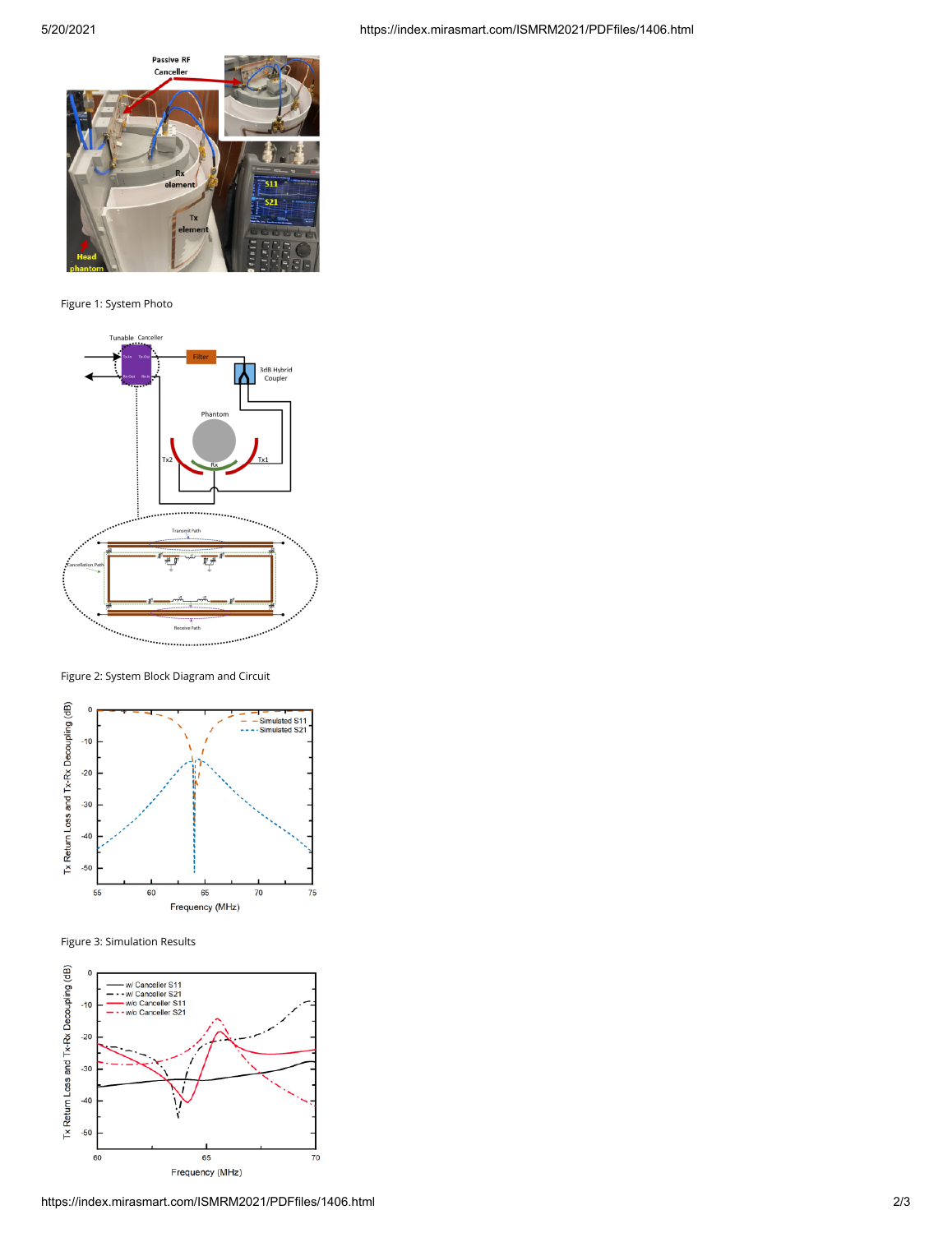Figure 1: System Photo

Figure 2: System Block Diagram and Circuit

Figure 3: Simulation Results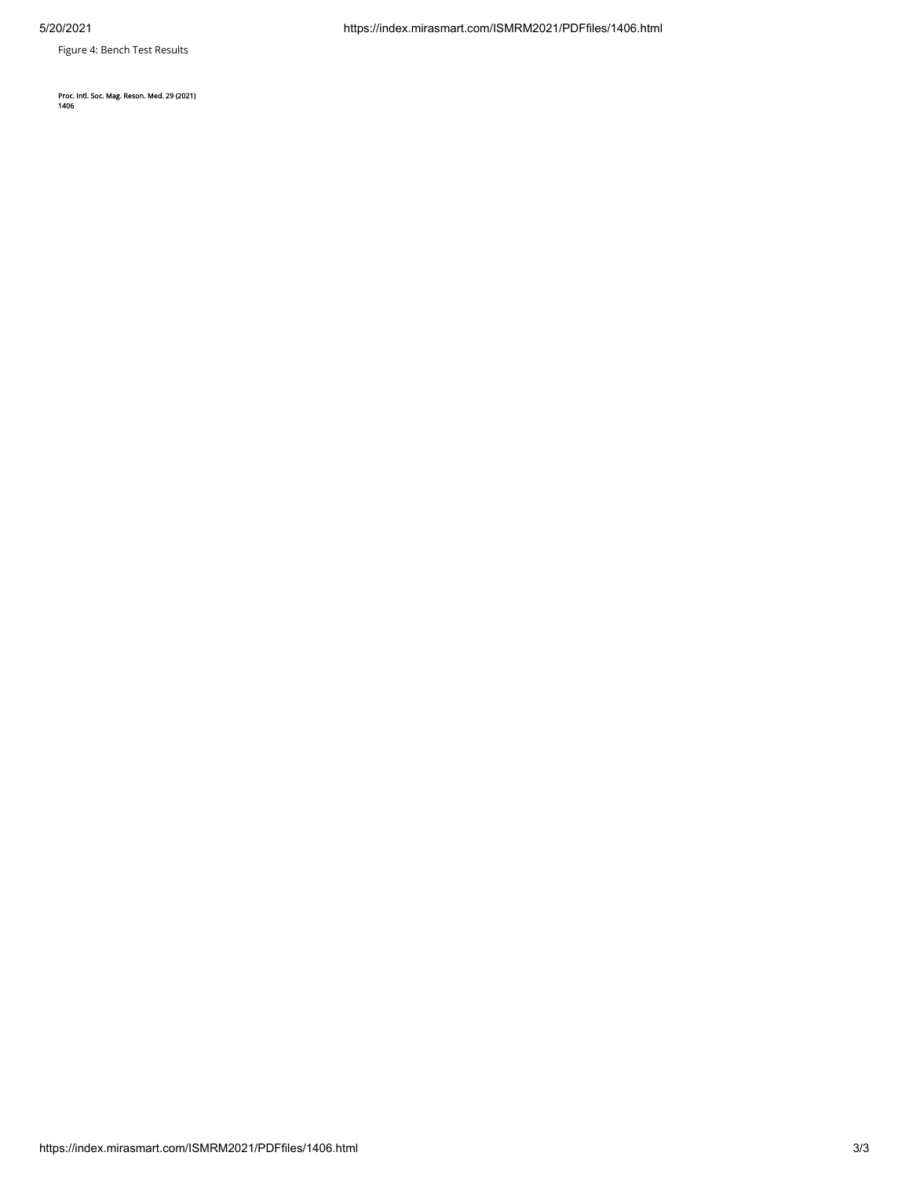Figure 4: Bench Test Results

Proc. Intl. Soc. Mag. Reson. Med. 29 (2021)
1406